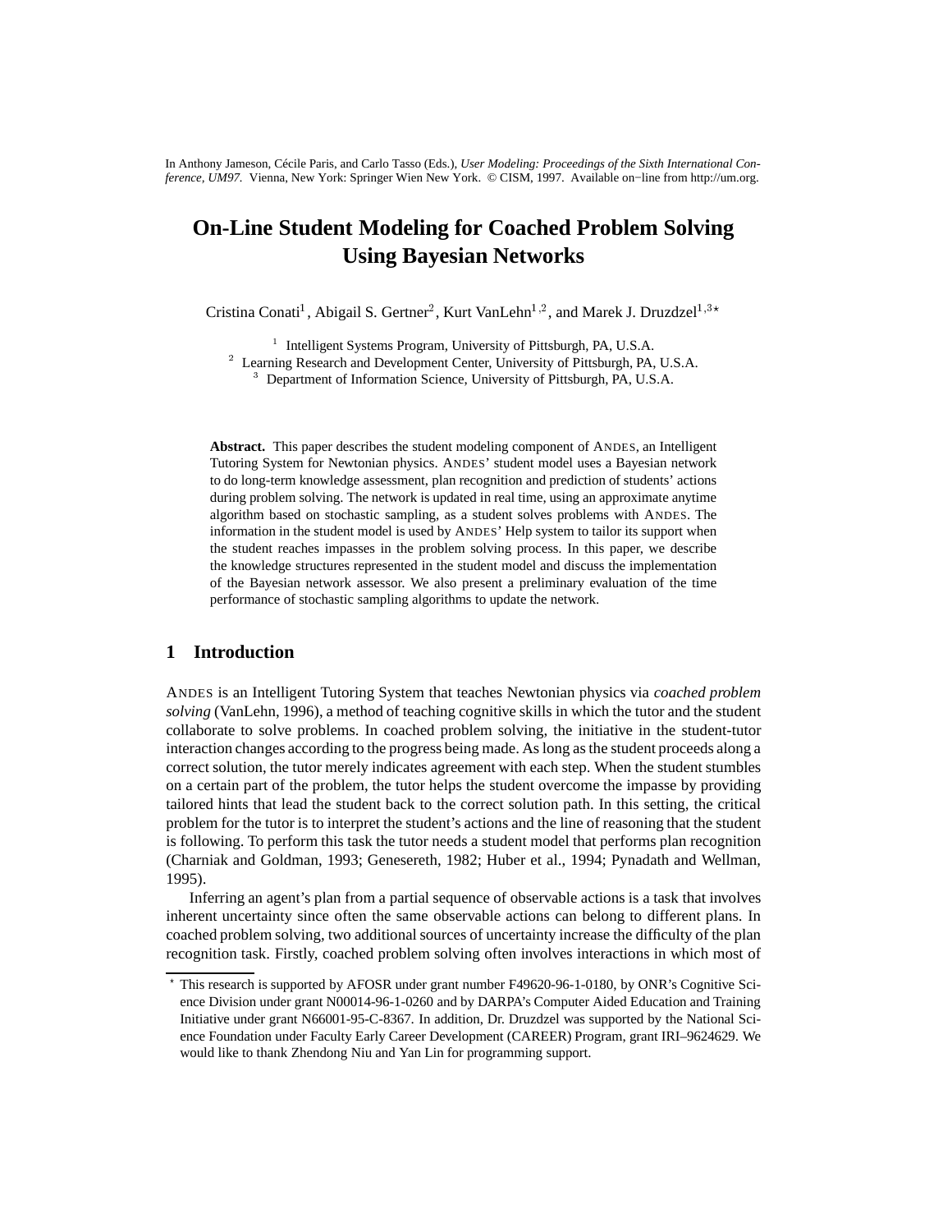In Anthony Jameson, Cécile Paris, and Carlo Tasso (Eds.), *User Modeling: Proceedings of the Sixth International Conference, UM97.* Vienna, New York: Springer Wien New York. © CISM, 1997. Available on−line from http://um.org.

# On-Line Student Modeling for Coached Problem Solving Using Bayesian Networks

Cristina Conati[1], Abigail S. Gertner[2], Kurt VanLehn[1,2], and Marek J. Druzdzel[1,3]*

[1] Intelligent Systems Program, University of Pittsburgh, PA, U.S.A.
[2] Learning Research and Development Center, University of Pittsburgh, PA, U.S.A.
[3] Department of Information Science, University of Pittsburgh, PA, U.S.A.

**Abstract.** This paper describes the student modeling component of ANDES, an Intelligent Tutoring System for Newtonian physics. ANDES' student model uses a Bayesian network to do long-term knowledge assessment, plan recognition and prediction of students' actions during problem solving. The network is updated in real time, using an approximate anytime algorithm based on stochastic sampling, as a student solves problems with ANDES. The information in the student model is used by ANDES' Help system to tailor its support when the student reaches impasses in the problem solving process. In this paper, we describe the knowledge structures represented in the student model and discuss the implementation of the Bayesian network assessor. We also present a preliminary evaluation of the time performance of stochastic sampling algorithms to update the network.

## 1 Introduction

ANDES is an Intelligent Tutoring System that teaches Newtonian physics via *coached problem solving* (VanLehn, 1996), a method of teaching cognitive skills in which the tutor and the student collaborate to solve problems. In coached problem solving, the initiative in the student-tutor interaction changes according to the progress being made. As long as the student proceeds along a correct solution, the tutor merely indicates agreement with each step. When the student stumbles on a certain part of the problem, the tutor helps the student overcome the impasse by providing tailored hints that lead the student back to the correct solution path. In this setting, the critical problem for the tutor is to interpret the student's actions and the line of reasoning that the student is following. To perform this task the tutor needs a student model that performs plan recognition (Charniak and Goldman, 1993; Genesereth, 1982; Huber et al., 1994; Pynadath and Wellman, 1995).

Inferring an agent's plan from a partial sequence of observable actions is a task that involves inherent uncertainty since often the same observable actions can belong to different plans. In coached problem solving, two additional sources of uncertainty increase the difficulty of the plan recognition task. Firstly, coached problem solving often involves interactions in which most of

* This research is supported by AFOSR under grant number F49620-96-1-0180, by ONR's Cognitive Science Division under grant N00014-96-1-0260 and by DARPA's Computer Aided Education and Training Initiative under grant N66001-95-C-8367. In addition, Dr. Druzdzel was supported by the National Science Foundation under Faculty Early Career Development (CAREER) Program, grant IRI–9624629. We would like to thank Zhendong Niu and Yan Lin for programming support.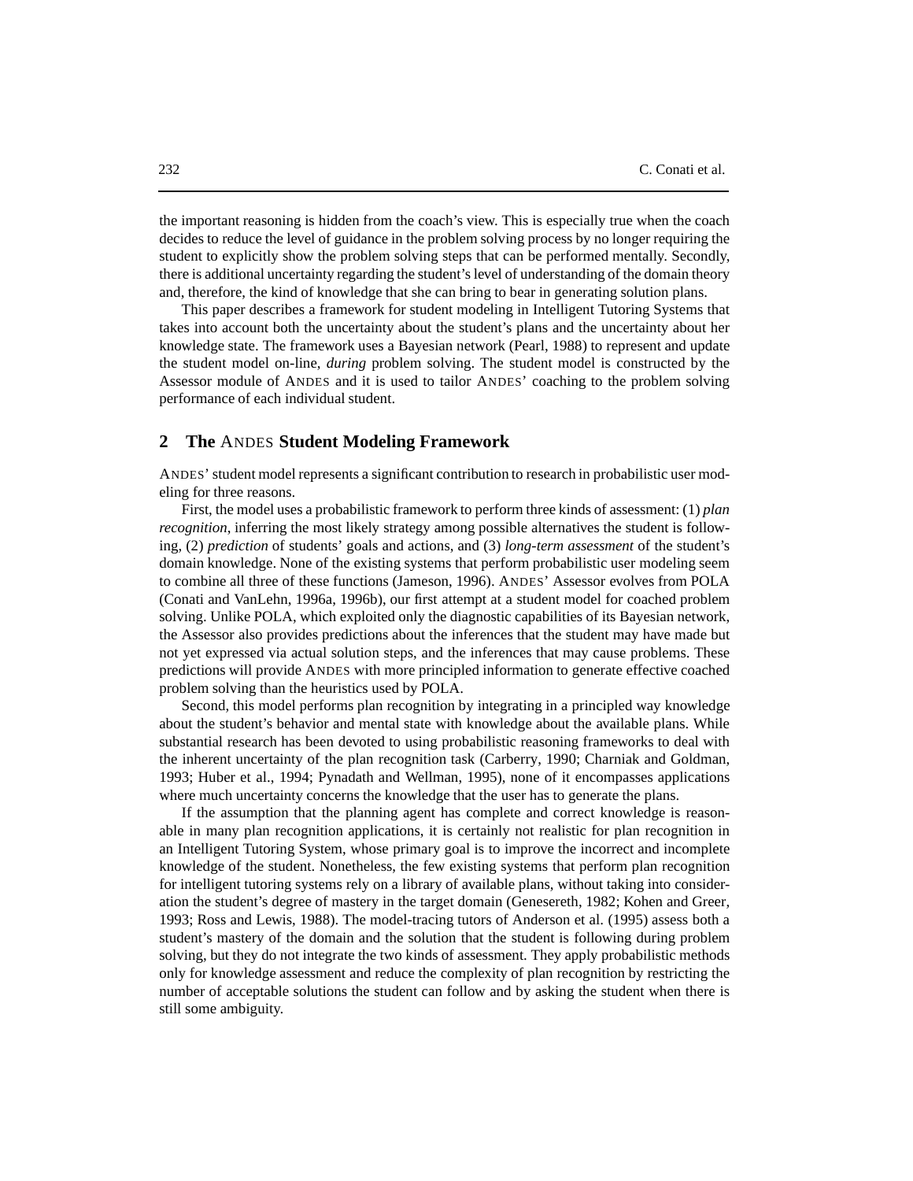the important reasoning is hidden from the coach's view. This is especially true when the coach decides to reduce the level of guidance in the problem solving process by no longer requiring the student to explicitly show the problem solving steps that can be performed mentally. Secondly, there is additional uncertainty regarding the student's level of understanding of the domain theory and, therefore, the kind of knowledge that she can bring to bear in generating solution plans.

This paper describes a framework for student modeling in Intelligent Tutoring Systems that takes into account both the uncertainty about the student's plans and the uncertainty about her knowledge state. The framework uses a Bayesian network (Pearl, 1988) to represent and update the student model on-line, *during* problem solving. The student model is constructed by the Assessor module of ANDES and it is used to tailor ANDES' coaching to the problem solving performance of each individual student.

## 2 The ANDES Student Modeling Framework

ANDES' student model represents a significant contribution to research in probabilistic user modeling for three reasons.

First, the model uses a probabilistic framework to perform three kinds of assessment: (1) *plan recognition*, inferring the most likely strategy among possible alternatives the student is following, (2) *prediction* of students' goals and actions, and (3) *long-term assessment* of the student's domain knowledge. None of the existing systems that perform probabilistic user modeling seem to combine all three of these functions (Jameson, 1996). ANDES' Assessor evolves from POLA (Conati and VanLehn, 1996a, 1996b), our first attempt at a student model for coached problem solving. Unlike POLA, which exploited only the diagnostic capabilities of its Bayesian network, the Assessor also provides predictions about the inferences that the student may have made but not yet expressed via actual solution steps, and the inferences that may cause problems. These predictions will provide ANDES with more principled information to generate effective coached problem solving than the heuristics used by POLA.

Second, this model performs plan recognition by integrating in a principled way knowledge about the student's behavior and mental state with knowledge about the available plans. While substantial research has been devoted to using probabilistic reasoning frameworks to deal with the inherent uncertainty of the plan recognition task (Carberry, 1990; Charniak and Goldman, 1993; Huber et al., 1994; Pynadath and Wellman, 1995), none of it encompasses applications where much uncertainty concerns the knowledge that the user has to generate the plans.

If the assumption that the planning agent has complete and correct knowledge is reasonable in many plan recognition applications, it is certainly not realistic for plan recognition in an Intelligent Tutoring System, whose primary goal is to improve the incorrect and incomplete knowledge of the student. Nonetheless, the few existing systems that perform plan recognition for intelligent tutoring systems rely on a library of available plans, without taking into consideration the student's degree of mastery in the target domain (Genesereth, 1982; Kohen and Greer, 1993; Ross and Lewis, 1988). The model-tracing tutors of Anderson et al. (1995) assess both a student's mastery of the domain and the solution that the student is following during problem solving, but they do not integrate the two kinds of assessment. They apply probabilistic methods only for knowledge assessment and reduce the complexity of plan recognition by restricting the number of acceptable solutions the student can follow and by asking the student when there is still some ambiguity.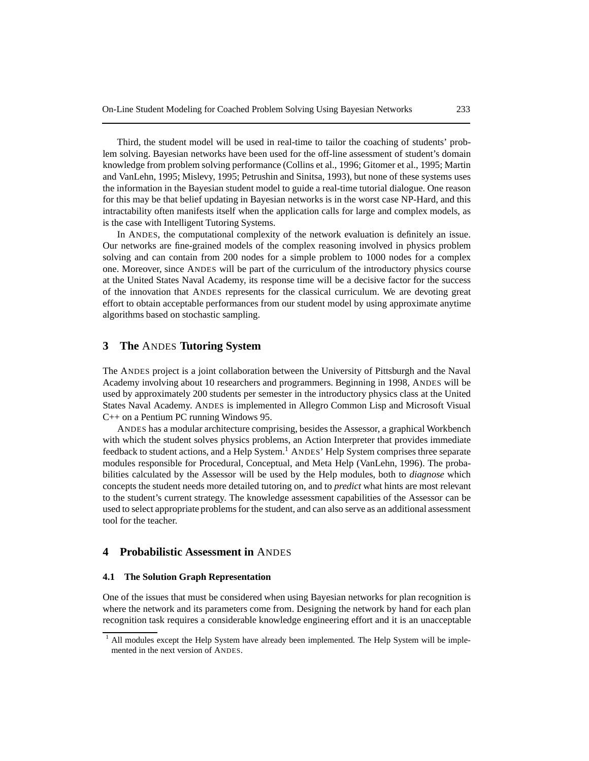Third, the student model will be used in real-time to tailor the coaching of students' problem solving. Bayesian networks have been used for the off-line assessment of student's domain knowledge from problem solving performance (Collins et al., 1996; Gitomer et al., 1995; Martin and VanLehn, 1995; Mislevy, 1995; Petrushin and Sinitsa, 1993), but none of these systems uses the information in the Bayesian student model to guide a real-time tutorial dialogue. One reason for this may be that belief updating in Bayesian networks is in the worst case NP-Hard, and this intractability often manifests itself when the application calls for large and complex models, as is the case with Intelligent Tutoring Systems.

In ANDES, the computational complexity of the network evaluation is definitely an issue. Our networks are fine-grained models of the complex reasoning involved in physics problem solving and can contain from 200 nodes for a simple problem to 1000 nodes for a complex one. Moreover, since ANDES will be part of the curriculum of the introductory physics course at the United States Naval Academy, its response time will be a decisive factor for the success of the innovation that ANDES represents for the classical curriculum. We are devoting great effort to obtain acceptable performances from our student model by using approximate anytime algorithms based on stochastic sampling.

## 3 The ANDES Tutoring System

The ANDES project is a joint collaboration between the University of Pittsburgh and the Naval Academy involving about 10 researchers and programmers. Beginning in 1998, ANDES will be used by approximately 200 students per semester in the introductory physics class at the United States Naval Academy. ANDES is implemented in Allegro Common Lisp and Microsoft Visual C++ on a Pentium PC running Windows 95.

ANDES has a modular architecture comprising, besides the Assessor, a graphical Workbench with which the student solves physics problems, an Action Interpreter that provides immediate feedback to student actions, and a Help System.[1] ANDES' Help System comprises three separate modules responsible for Procedural, Conceptual, and Meta Help (VanLehn, 1996). The probabilities calculated by the Assessor will be used by the Help modules, both to *diagnose* which concepts the student needs more detailed tutoring on, and to *predict* what hints are most relevant to the student's current strategy. The knowledge assessment capabilities of the Assessor can be used to select appropriate problems for the student, and can also serve as an additional assessment tool for the teacher.

## 4 Probabilistic Assessment in ANDES

### 4.1 The Solution Graph Representation

One of the issues that must be considered when using Bayesian networks for plan recognition is where the network and its parameters come from. Designing the network by hand for each plan recognition task requires a considerable knowledge engineering effort and it is an unacceptable

[1] All modules except the Help System have already been implemented. The Help System will be implemented in the next version of ANDES.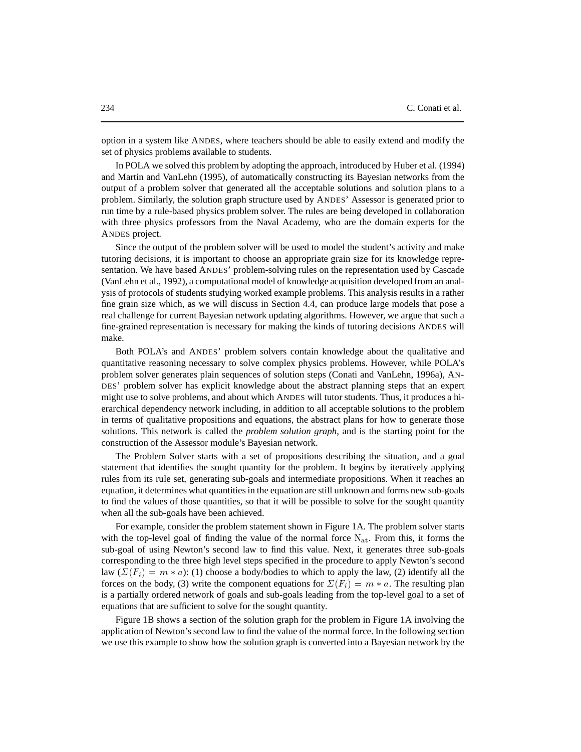option in a system like ANDES, where teachers should be able to easily extend and modify the set of physics problems available to students.

In POLA we solved this problem by adopting the approach, introduced by Huber et al. (1994) and Martin and VanLehn (1995), of automatically constructing its Bayesian networks from the output of a problem solver that generated all the acceptable solutions and solution plans to a problem. Similarly, the solution graph structure used by ANDES' Assessor is generated prior to run time by a rule-based physics problem solver. The rules are being developed in collaboration with three physics professors from the Naval Academy, who are the domain experts for the ANDES project.

Since the output of the problem solver will be used to model the student's activity and make tutoring decisions, it is important to choose an appropriate grain size for its knowledge representation. We have based ANDES' problem-solving rules on the representation used by Cascade (VanLehn et al., 1992), a computational model of knowledge acquisition developed from an analysis of protocols of students studying worked example problems. This analysis results in a rather fine grain size which, as we will discuss in Section 4.4, can produce large models that pose a real challenge for current Bayesian network updating algorithms. However, we argue that such a fine-grained representation is necessary for making the kinds of tutoring decisions ANDES will make.

Both POLA's and ANDES' problem solvers contain knowledge about the qualitative and quantitative reasoning necessary to solve complex physics problems. However, while POLA's problem solver generates plain sequences of solution steps (Conati and VanLehn, 1996a), ANDES' problem solver has explicit knowledge about the abstract planning steps that an expert might use to solve problems, and about which ANDES will tutor students. Thus, it produces a hierarchical dependency network including, in addition to all acceptable solutions to the problem in terms of qualitative propositions and equations, the abstract plans for how to generate those solutions. This network is called the *problem solution graph*, and is the starting point for the construction of the Assessor module's Bayesian network.

The Problem Solver starts with a set of propositions describing the situation, and a goal statement that identifies the sought quantity for the problem. It begins by iteratively applying rules from its rule set, generating sub-goals and intermediate propositions. When it reaches an equation, it determines what quantities in the equation are still unknown and forms new sub-goals to find the values of those quantities, so that it will be possible to solve for the sought quantity when all the sub-goals have been achieved.

For example, consider the problem statement shown in Figure 1A. The problem solver starts with the top-level goal of finding the value of the normal force $\mathrm{N_{at}}$. From this, it forms the sub-goal of using Newton's second law to find this value. Next, it generates three sub-goals corresponding to the three high level steps specified in the procedure to apply Newton's second law ($\Sigma(F_i) = m * a$): (1) choose a body/bodies to which to apply the law, (2) identify all the forces on the body, (3) write the component equations for $\Sigma(F_i) = m * a$. The resulting plan is a partially ordered network of goals and sub-goals leading from the top-level goal to a set of equations that are sufficient to solve for the sought quantity.

Figure 1B shows a section of the solution graph for the problem in Figure 1A involving the application of Newton's second law to find the value of the normal force. In the following section we use this example to show how the solution graph is converted into a Bayesian network by the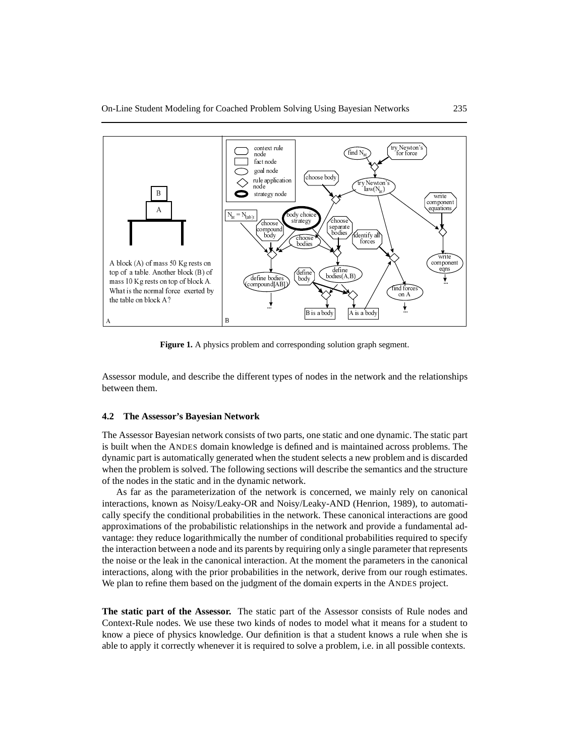**Figure 1.** A physics problem and corresponding solution graph segment.

Assessor module, and describe the different types of nodes in the network and the relationships between them.

### 4.2 The Assessor's Bayesian Network

The Assessor Bayesian network consists of two parts, one static and one dynamic. The static part is built when the ANDES domain knowledge is defined and is maintained across problems. The dynamic part is automatically generated when the student selects a new problem and is discarded when the problem is solved. The following sections will describe the semantics and the structure of the nodes in the static and in the dynamic network.

As far as the parameterization of the network is concerned, we mainly rely on canonical interactions, known as Noisy/Leaky-OR and Noisy/Leaky-AND (Henrion, 1989), to automatically specify the conditional probabilities in the network. These canonical interactions are good approximations of the probabilistic relationships in the network and provide a fundamental advantage: they reduce logarithmically the number of conditional probabilities required to specify the interaction between a node and its parents by requiring only a single parameter that represents the noise or the leak in the canonical interaction. At the moment the parameters in the canonical interactions, along with the prior probabilities in the network, derive from our rough estimates. We plan to refine them based on the judgment of the domain experts in the ANDES project.

**The static part of the Assessor.** The static part of the Assessor consists of Rule nodes and Context-Rule nodes. We use these two kinds of nodes to model what it means for a student to know a piece of physics knowledge. Our definition is that a student knows a rule when she is able to apply it correctly whenever it is required to solve a problem, i.e. in all possible contexts.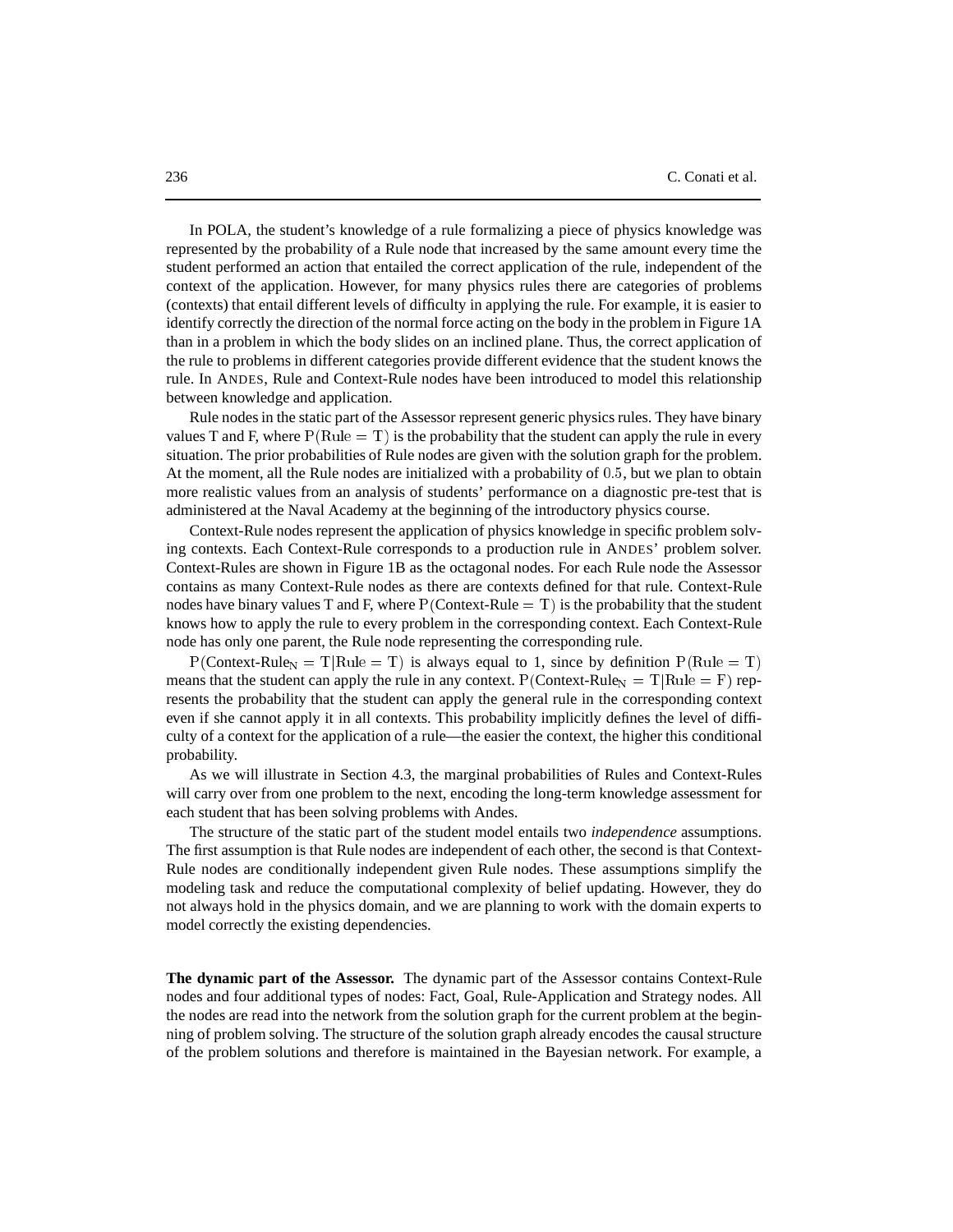In POLA, the student's knowledge of a rule formalizing a piece of physics knowledge was represented by the probability of a Rule node that increased by the same amount every time the student performed an action that entailed the correct application of the rule, independent of the context of the application. However, for many physics rules there are categories of problems (contexts) that entail different levels of difficulty in applying the rule. For example, it is easier to identify correctly the direction of the normal force acting on the body in the problem in Figure 1A than in a problem in which the body slides on an inclined plane. Thus, the correct application of the rule to problems in different categories provide different evidence that the student knows the rule. In ANDES, Rule and Context-Rule nodes have been introduced to model this relationship between knowledge and application.

Rule nodes in the static part of the Assessor represent generic physics rules. They have binary values T and F, where $\mathrm{P(Rule = T)}$ is the probability that the student can apply the rule in every situation. The prior probabilities of Rule nodes are given with the solution graph for the problem. At the moment, all the Rule nodes are initialized with a probability of $0.5$, but we plan to obtain more realistic values from an analysis of students' performance on a diagnostic pre-test that is administered at the Naval Academy at the beginning of the introductory physics course.

Context-Rule nodes represent the application of physics knowledge in specific problem solving contexts. Each Context-Rule corresponds to a production rule in ANDES' problem solver. Context-Rules are shown in Figure 1B as the octagonal nodes. For each Rule node the Assessor contains as many Context-Rule nodes as there are contexts defined for that rule. Context-Rule nodes have binary values T and F, where $\mathrm{P(Context\text{-}Rule = T)}$ is the probability that the student knows how to apply the rule to every problem in the corresponding context. Each Context-Rule node has only one parent, the Rule node representing the corresponding rule.

$\mathrm{P(Context\text{-}Rule_N = T|Rule = T)}$ is always equal to 1, since by definition $\mathrm{P(Rule = T)}$ means that the student can apply the rule in any context. $\mathrm{P(Context\text{-}Rule_N = T|Rule = F)}$ represents the probability that the student can apply the general rule in the corresponding context even if she cannot apply it in all contexts. This probability implicitly defines the level of difficulty of a context for the application of a rule—the easier the context, the higher this conditional probability.

As we will illustrate in Section 4.3, the marginal probabilities of Rules and Context-Rules will carry over from one problem to the next, encoding the long-term knowledge assessment for each student that has been solving problems with Andes.

The structure of the static part of the student model entails two *independence* assumptions. The first assumption is that Rule nodes are independent of each other, the second is that Context-Rule nodes are conditionally independent given Rule nodes. These assumptions simplify the modeling task and reduce the computational complexity of belief updating. However, they do not always hold in the physics domain, and we are planning to work with the domain experts to model correctly the existing dependencies.

**The dynamic part of the Assessor.** The dynamic part of the Assessor contains Context-Rule nodes and four additional types of nodes: Fact, Goal, Rule-Application and Strategy nodes. All the nodes are read into the network from the solution graph for the current problem at the beginning of problem solving. The structure of the solution graph already encodes the causal structure of the problem solutions and therefore is maintained in the Bayesian network. For example, a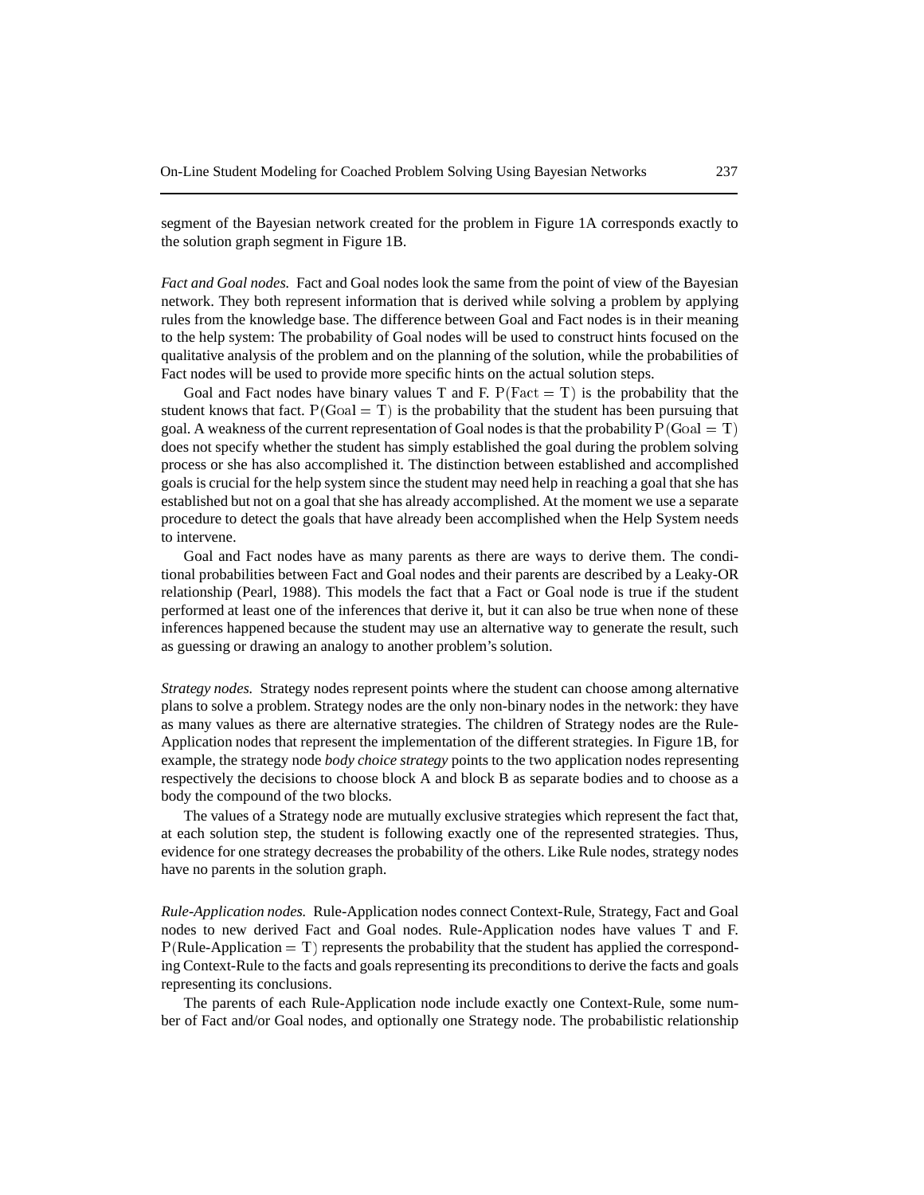segment of the Bayesian network created for the problem in Figure 1A corresponds exactly to the solution graph segment in Figure 1B.

*Fact and Goal nodes.* Fact and Goal nodes look the same from the point of view of the Bayesian network. They both represent information that is derived while solving a problem by applying rules from the knowledge base. The difference between Goal and Fact nodes is in their meaning to the help system: The probability of Goal nodes will be used to construct hints focused on the qualitative analysis of the problem and on the planning of the solution, while the probabilities of Fact nodes will be used to provide more specific hints on the actual solution steps.

Goal and Fact nodes have binary values T and F. $\mathrm{P}(\mathrm{Fact} = \mathrm{T})$ is the probability that the student knows that fact. $\mathrm{P}(\mathrm{Goal} = \mathrm{T})$ is the probability that the student has been pursuing that goal. A weakness of the current representation of Goal nodes is that the probability $\mathrm{P}(\mathrm{Goal} = \mathrm{T})$ does not specify whether the student has simply established the goal during the problem solving process or she has also accomplished it. The distinction between established and accomplished goals is crucial for the help system since the student may need help in reaching a goal that she has established but not on a goal that she has already accomplished. At the moment we use a separate procedure to detect the goals that have already been accomplished when the Help System needs to intervene.

Goal and Fact nodes have as many parents as there are ways to derive them. The conditional probabilities between Fact and Goal nodes and their parents are described by a Leaky-OR relationship (Pearl, 1988). This models the fact that a Fact or Goal node is true if the student performed at least one of the inferences that derive it, but it can also be true when none of these inferences happened because the student may use an alternative way to generate the result, such as guessing or drawing an analogy to another problem's solution.

*Strategy nodes.* Strategy nodes represent points where the student can choose among alternative plans to solve a problem. Strategy nodes are the only non-binary nodes in the network: they have as many values as there are alternative strategies. The children of Strategy nodes are the Rule-Application nodes that represent the implementation of the different strategies. In Figure 1B, for example, the strategy node *body choice strategy* points to the two application nodes representing respectively the decisions to choose block A and block B as separate bodies and to choose as a body the compound of the two blocks.

The values of a Strategy node are mutually exclusive strategies which represent the fact that, at each solution step, the student is following exactly one of the represented strategies. Thus, evidence for one strategy decreases the probability of the others. Like Rule nodes, strategy nodes have no parents in the solution graph.

*Rule-Application nodes.* Rule-Application nodes connect Context-Rule, Strategy, Fact and Goal nodes to new derived Fact and Goal nodes. Rule-Application nodes have values T and F. $\mathrm{P}(\text{Rule-Application} = \mathrm{T})$ represents the probability that the student has applied the corresponding Context-Rule to the facts and goals representing its preconditions to derive the facts and goals representing its conclusions.

The parents of each Rule-Application node include exactly one Context-Rule, some number of Fact and/or Goal nodes, and optionally one Strategy node. The probabilistic relationship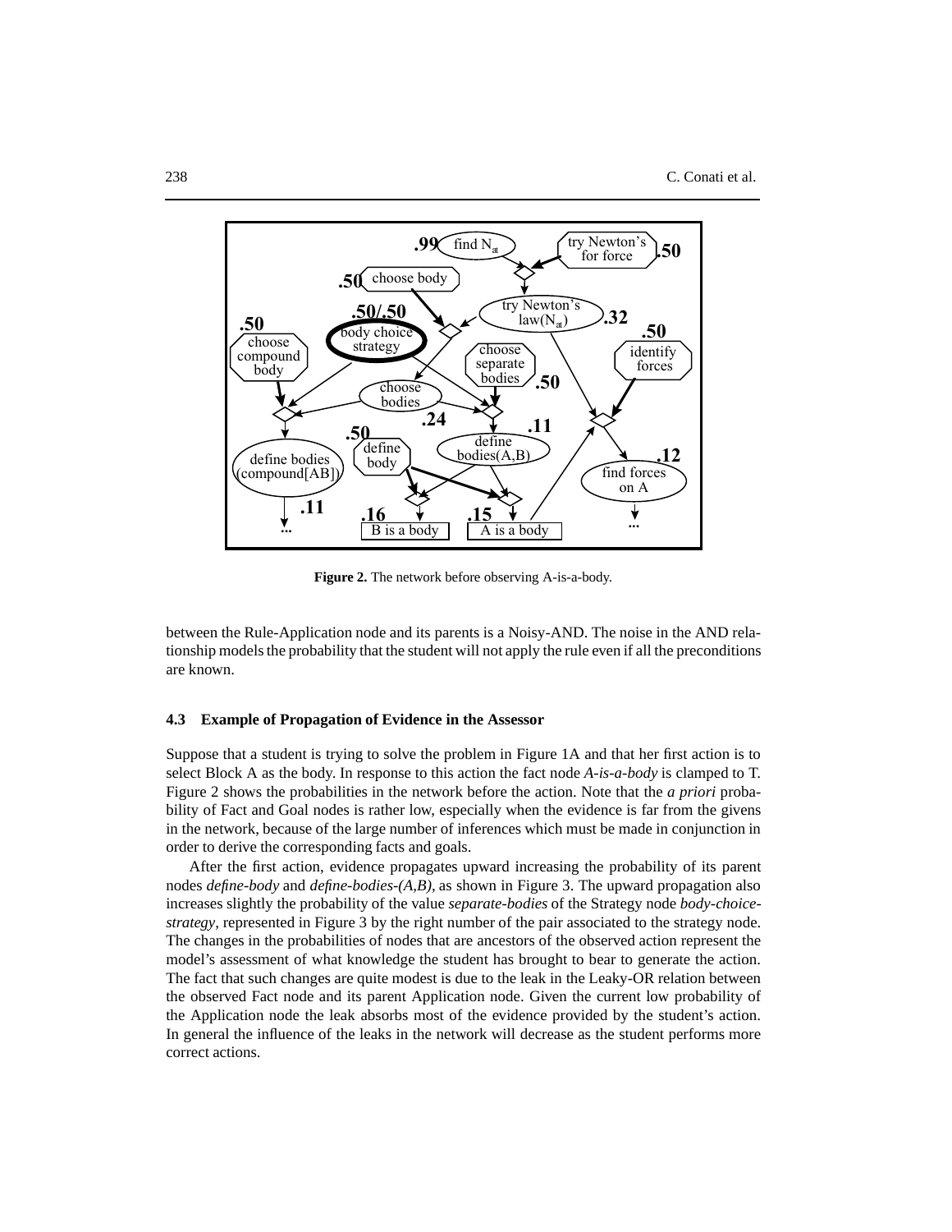**Figure 2.** The network before observing A-is-a-body.

between the Rule-Application node and its parents is a Noisy-AND. The noise in the AND relationship models the probability that the student will not apply the rule even if all the preconditions are known.

### 4.3 Example of Propagation of Evidence in the Assessor

Suppose that a student is trying to solve the problem in Figure 1A and that her first action is to select Block A as the body. In response to this action the fact node *A-is-a-body* is clamped to T. Figure 2 shows the probabilities in the network before the action. Note that the *a priori* probability of Fact and Goal nodes is rather low, especially when the evidence is far from the givens in the network, because of the large number of inferences which must be made in conjunction in order to derive the corresponding facts and goals.

After the first action, evidence propagates upward increasing the probability of its parent nodes *define-body* and *define-bodies-(A,B)*, as shown in Figure 3. The upward propagation also increases slightly the probability of the value *separate-bodies* of the Strategy node *body-choice-strategy*, represented in Figure 3 by the right number of the pair associated to the strategy node. The changes in the probabilities of nodes that are ancestors of the observed action represent the model's assessment of what knowledge the student has brought to bear to generate the action. The fact that such changes are quite modest is due to the leak in the Leaky-OR relation between the observed Fact node and its parent Application node. Given the current low probability of the Application node the leak absorbs most of the evidence provided by the student's action. In general the influence of the leaks in the network will decrease as the student performs more correct actions.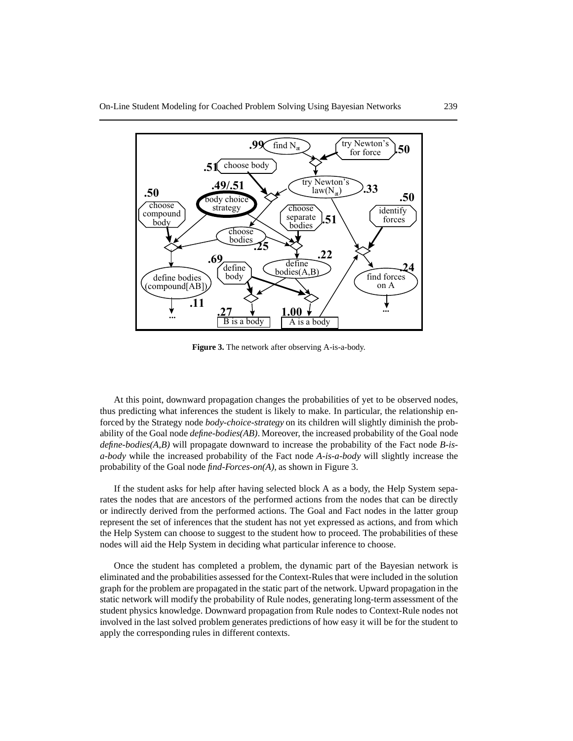**Figure 3.** The network after observing A-is-a-body.

At this point, downward propagation changes the probabilities of yet to be observed nodes, thus predicting what inferences the student is likely to make. In particular, the relationship enforced by the Strategy node *body-choice-strategy* on its children will slightly diminish the probability of the Goal node *define-bodies(AB)*. Moreover, the increased probability of the Goal node *define-bodies(A,B)* will propagate downward to increase the probability of the Fact node *B-is-a-body* while the increased probability of the Fact node *A-is-a-body* will slightly increase the probability of the Goal node *find-Forces-on(A)*, as shown in Figure 3.

If the student asks for help after having selected block A as a body, the Help System separates the nodes that are ancestors of the performed actions from the nodes that can be directly or indirectly derived from the performed actions. The Goal and Fact nodes in the latter group represent the set of inferences that the student has not yet expressed as actions, and from which the Help System can choose to suggest to the student how to proceed. The probabilities of these nodes will aid the Help System in deciding what particular inference to choose.

Once the student has completed a problem, the dynamic part of the Bayesian network is eliminated and the probabilities assessed for the Context-Rules that were included in the solution graph for the problem are propagated in the static part of the network. Upward propagation in the static network will modify the probability of Rule nodes, generating long-term assessment of the student physics knowledge. Downward propagation from Rule nodes to Context-Rule nodes not involved in the last solved problem generates predictions of how easy it will be for the student to apply the corresponding rules in different contexts.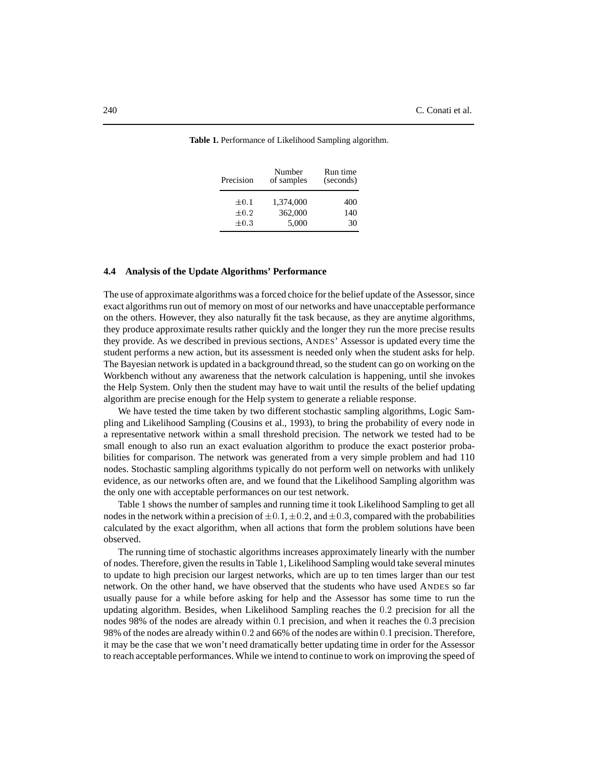**Table 1.** Performance of Likelihood Sampling algorithm.

| Precision | Number of samples | Run time (seconds) |
|---|---|---|
| $\pm 0.1$ | 1,374,000 | 400 |
| $\pm 0.2$ | 362,000 | 140 |
| $\pm 0.3$ | 5,000 | 30 |

### 4.4 Analysis of the Update Algorithms' Performance

The use of approximate algorithms was a forced choice for the belief update of the Assessor, since exact algorithms run out of memory on most of our networks and have unacceptable performance on the others. However, they also naturally fit the task because, as they are anytime algorithms, they produce approximate results rather quickly and the longer they run the more precise results they provide. As we described in previous sections, ANDES' Assessor is updated every time the student performs a new action, but its assessment is needed only when the student asks for help. The Bayesian network is updated in a background thread, so the student can go on working on the Workbench without any awareness that the network calculation is happening, until she invokes the Help System. Only then the student may have to wait until the results of the belief updating algorithm are precise enough for the Help system to generate a reliable response.

We have tested the time taken by two different stochastic sampling algorithms, Logic Sampling and Likelihood Sampling (Cousins et al., 1993), to bring the probability of every node in a representative network within a small threshold precision. The network we tested had to be small enough to also run an exact evaluation algorithm to produce the exact posterior probabilities for comparison. The network was generated from a very simple problem and had 110 nodes. Stochastic sampling algorithms typically do not perform well on networks with unlikely evidence, as our networks often are, and we found that the Likelihood Sampling algorithm was the only one with acceptable performances on our test network.

Table 1 shows the number of samples and running time it took Likelihood Sampling to get all nodes in the network within a precision of $\pm 0.1$, $\pm 0.2$, and $\pm 0.3$, compared with the probabilities calculated by the exact algorithm, when all actions that form the problem solutions have been observed.

The running time of stochastic algorithms increases approximately linearly with the number of nodes. Therefore, given the results in Table 1, Likelihood Sampling would take several minutes to update to high precision our largest networks, which are up to ten times larger than our test network. On the other hand, we have observed that the students who have used ANDES so far usually pause for a while before asking for help and the Assessor has some time to run the updating algorithm. Besides, when Likelihood Sampling reaches the $0.2$ precision for all the nodes 98% of the nodes are already within $0.1$ precision, and when it reaches the $0.3$ precision 98% of the nodes are already within $0.2$ and 66% of the nodes are within $0.1$ precision. Therefore, it may be the case that we won't need dramatically better updating time in order for the Assessor to reach acceptable performances. While we intend to continue to work on improving the speed of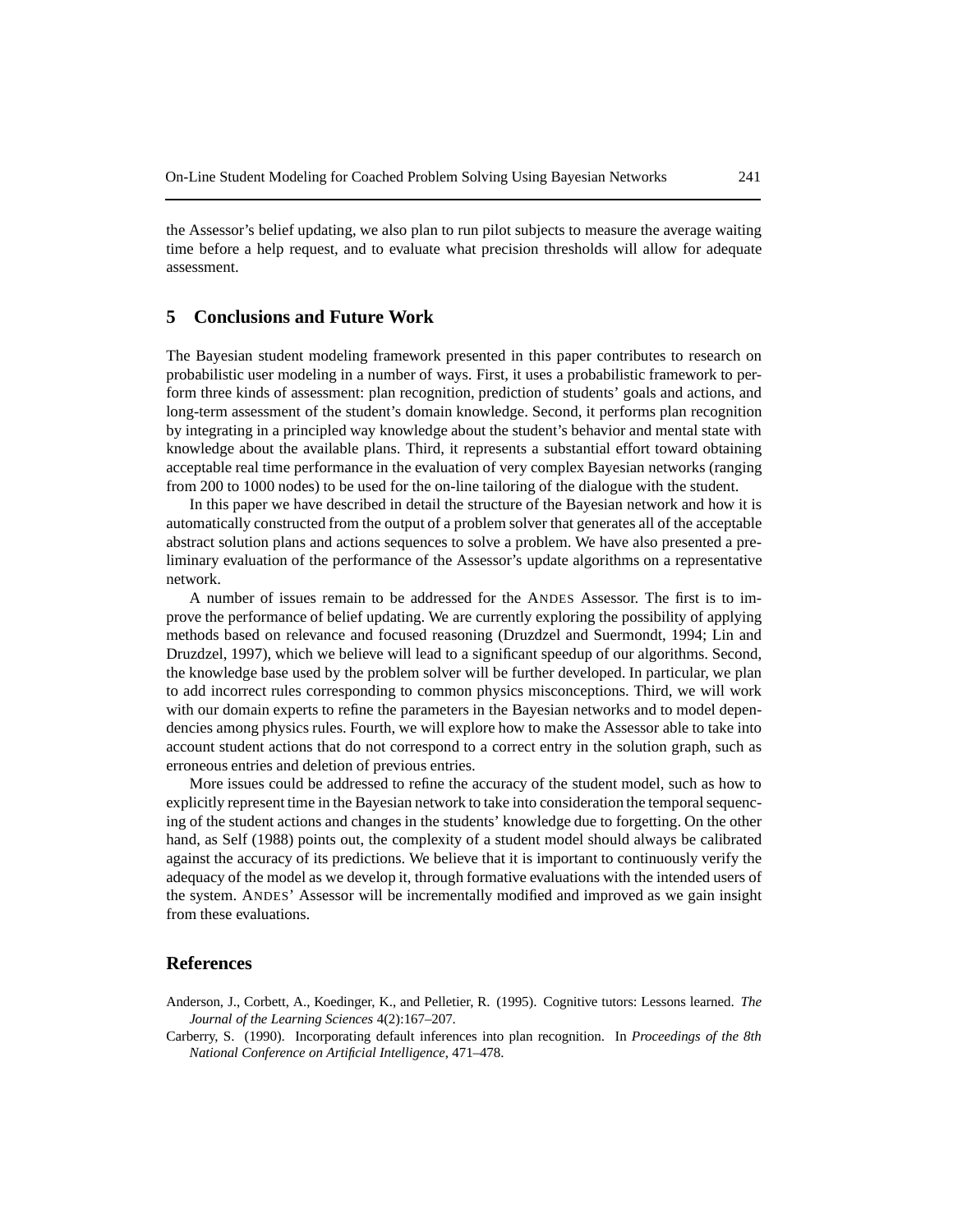the Assessor's belief updating, we also plan to run pilot subjects to measure the average waiting time before a help request, and to evaluate what precision thresholds will allow for adequate assessment.

## 5 Conclusions and Future Work

The Bayesian student modeling framework presented in this paper contributes to research on probabilistic user modeling in a number of ways. First, it uses a probabilistic framework to perform three kinds of assessment: plan recognition, prediction of students' goals and actions, and long-term assessment of the student's domain knowledge. Second, it performs plan recognition by integrating in a principled way knowledge about the student's behavior and mental state with knowledge about the available plans. Third, it represents a substantial effort toward obtaining acceptable real time performance in the evaluation of very complex Bayesian networks (ranging from 200 to 1000 nodes) to be used for the on-line tailoring of the dialogue with the student.

In this paper we have described in detail the structure of the Bayesian network and how it is automatically constructed from the output of a problem solver that generates all of the acceptable abstract solution plans and actions sequences to solve a problem. We have also presented a preliminary evaluation of the performance of the Assessor's update algorithms on a representative network.

A number of issues remain to be addressed for the ANDES Assessor. The first is to improve the performance of belief updating. We are currently exploring the possibility of applying methods based on relevance and focused reasoning (Druzdzel and Suermondt, 1994; Lin and Druzdzel, 1997), which we believe will lead to a significant speedup of our algorithms. Second, the knowledge base used by the problem solver will be further developed. In particular, we plan to add incorrect rules corresponding to common physics misconceptions. Third, we will work with our domain experts to refine the parameters in the Bayesian networks and to model dependencies among physics rules. Fourth, we will explore how to make the Assessor able to take into account student actions that do not correspond to a correct entry in the solution graph, such as erroneous entries and deletion of previous entries.

More issues could be addressed to refine the accuracy of the student model, such as how to explicitly represent time in the Bayesian network to take into consideration the temporal sequencing of the student actions and changes in the students' knowledge due to forgetting. On the other hand, as Self (1988) points out, the complexity of a student model should always be calibrated against the accuracy of its predictions. We believe that it is important to continuously verify the adequacy of the model as we develop it, through formative evaluations with the intended users of the system. ANDES' Assessor will be incrementally modified and improved as we gain insight from these evaluations.

## References

Anderson, J., Corbett, A., Koedinger, K., and Pelletier, R. (1995). Cognitive tutors: Lessons learned. *The Journal of the Learning Sciences* 4(2):167–207.

Carberry, S. (1990). Incorporating default inferences into plan recognition. In *Proceedings of the 8th National Conference on Artificial Intelligence*, 471–478.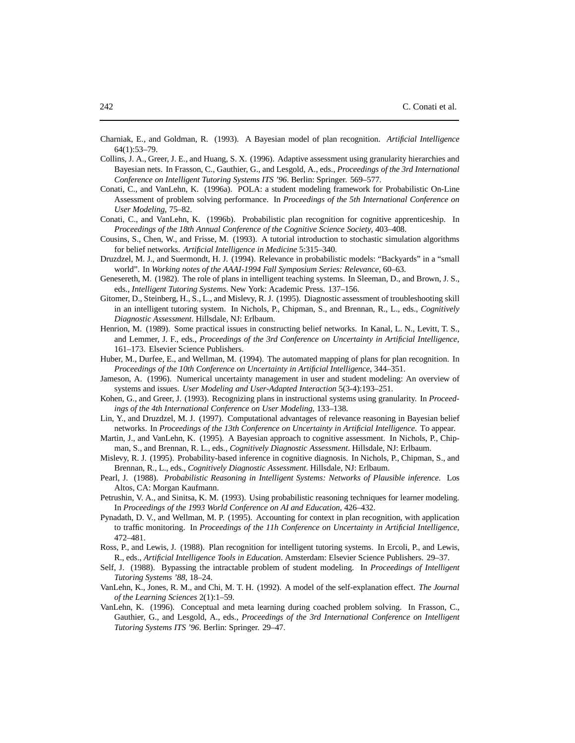Charniak, E., and Goldman, R. (1993). A Bayesian model of plan recognition. *Artificial Intelligence* 64(1):53–79.

Collins, J. A., Greer, J. E., and Huang, S. X. (1996). Adaptive assessment using granularity hierarchies and Bayesian nets. In Frasson, C., Gauthier, G., and Lesgold, A., eds., *Proceedings of the 3rd International Conference on Intelligent Tutoring Systems ITS '96*. Berlin: Springer. 569–577.

Conati, C., and VanLehn, K. (1996a). POLA: a student modeling framework for Probabilistic On-Line Assessment of problem solving performance. In *Proceedings of the 5th International Conference on User Modeling*, 75–82.

Conati, C., and VanLehn, K. (1996b). Probabilistic plan recognition for cognitive apprenticeship. In *Proceedings of the 18th Annual Conference of the Cognitive Science Society*, 403–408.

Cousins, S., Chen, W., and Frisse, M. (1993). A tutorial introduction to stochastic simulation algorithms for belief networks. *Artificial Intelligence in Medicine* 5:315–340.

Druzdzel, M. J., and Suermondt, H. J. (1994). Relevance in probabilistic models: "Backyards" in a "small world". In *Working notes of the AAAI-1994 Fall Symposium Series: Relevance*, 60–63.

Genesereth, M. (1982). The role of plans in intelligent teaching systems. In Sleeman, D., and Brown, J. S., eds., *Intelligent Tutoring Systems*. New York: Academic Press. 137–156.

Gitomer, D., Steinberg, H., S., L., and Mislevy, R. J. (1995). Diagnostic assessment of troubleshooting skill in an intelligent tutoring system. In Nichols, P., Chipman, S., and Brennan, R., L., eds., *Cognitively Diagnostic Assessment*. Hillsdale, NJ: Erlbaum.

Henrion, M. (1989). Some practical issues in constructing belief networks. In Kanal, L. N., Levitt, T. S., and Lemmer, J. F., eds., *Proceedings of the 3rd Conference on Uncertainty in Artificial Intelligence*, 161–173. Elsevier Science Publishers.

Huber, M., Durfee, E., and Wellman, M. (1994). The automated mapping of plans for plan recognition. In *Proceedings of the 10th Conference on Uncertainty in Artificial Intelligence*, 344–351.

Jameson, A. (1996). Numerical uncertainty management in user and student modeling: An overview of systems and issues. *User Modeling and User-Adapted Interaction* 5(3-4):193–251.

Kohen, G., and Greer, J. (1993). Recognizing plans in instructional systems using granularity. In *Proceedings of the 4th International Conference on User Modeling*, 133–138.

Lin, Y., and Druzdzel, M. J. (1997). Computational advantages of relevance reasoning in Bayesian belief networks. In *Proceedings of the 13th Conference on Uncertainty in Artificial Intelligence*. To appear.

Martin, J., and VanLehn, K. (1995). A Bayesian approach to cognitive assessment. In Nichols, P., Chipman, S., and Brennan, R. L., eds., *Cognitively Diagnostic Assessment*. Hillsdale, NJ: Erlbaum.

Mislevy, R. J. (1995). Probability-based inference in cognitive diagnosis. In Nichols, P., Chipman, S., and Brennan, R., L., eds., *Cognitively Diagnostic Assessment*. Hillsdale, NJ: Erlbaum.

Pearl, J. (1988). *Probabilistic Reasoning in Intelligent Systems: Networks of Plausible inference*. Los Altos, CA: Morgan Kaufmann.

Petrushin, V. A., and Sinitsa, K. M. (1993). Using probabilistic reasoning techniques for learner modeling. In *Proceedings of the 1993 World Conference on AI and Education*, 426–432.

Pynadath, D. V., and Wellman, M. P. (1995). Accounting for context in plan recognition, with application to traffic monitoring. In *Proceedings of the 11h Conference on Uncertainty in Artificial Intelligence*, 472–481.

Ross, P., and Lewis, J. (1988). Plan recognition for intelligent tutoring systems. In Ercoli, P., and Lewis, R., eds., *Artificial Intelligence Tools in Education*. Amsterdam: Elsevier Science Publishers. 29–37.

Self, J. (1988). Bypassing the intractable problem of student modeling. In *Proceedings of Intelligent Tutoring Systems '88*, 18–24.

VanLehn, K., Jones, R. M., and Chi, M. T. H. (1992). A model of the self-explanation effect. *The Journal of the Learning Sciences* 2(1):1–59.

VanLehn, K. (1996). Conceptual and meta learning during coached problem solving. In Frasson, C., Gauthier, G., and Lesgold, A., eds., *Proceedings of the 3rd International Conference on Intelligent Tutoring Systems ITS '96*. Berlin: Springer. 29–47.